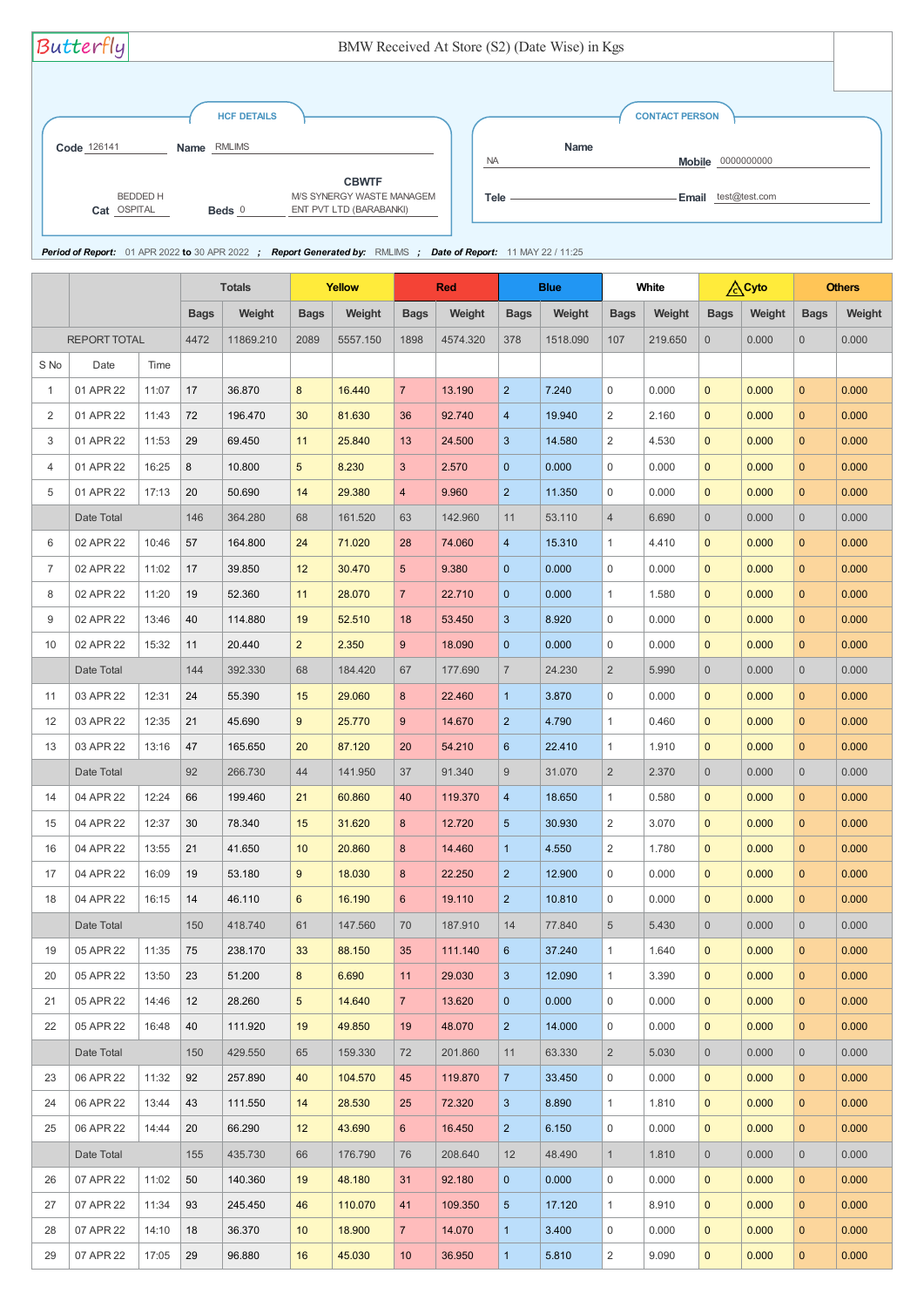Butterfly

# BMW Received At Store (S2) (Date Wise) in Kgs

**HCF DETAILS**

**Code** 126141 **Name** RMLIMS

**Cat** BEDDED HOSPITAL **Beds** 0

**CBWTF** M/S SYNERGY WASTE MANAGEMENT PVT LTD (BARABANKI)

**CONTACT PERSON**

**Name** NA **Mobile** 0000000000

**Tele** **Email** test@test.com

***Period of Report:*** 01 APR 2022 **to** 30 APR 2022 ; ***Report Generated by:*** RMLIMS ; ***Date of Report:*** 11 MAY 22 / 11:25

| | | | Totals | | Yellow | | Red | | Blue | | White | | Cyto | | Others | |
|---|---|---|---|---|---|---|---|---|---|---|---|---|---|---|---|---|
| | | | Bags | Weight | Bags | Weight | Bags | Weight | Bags | Weight | Bags | Weight | Bags | Weight | Bags | Weight |
| REPORT TOTAL | | | 4472 | 11869.210 | 2089 | 5557.150 | 1898 | 4574.320 | 378 | 1518.090 | 107 | 219.650 | 0 | 0.000 | 0 | 0.000 |
| S No | Date | Time | | | | | | | | | | | | | | |
| 1 | 01 APR 22 | 11:07 | 17 | 36.870 | 8 | 16.440 | 7 | 13.190 | 2 | 7.240 | 0 | 0.000 | 0 | 0.000 | 0 | 0.000 |
| 2 | 01 APR 22 | 11:43 | 72 | 196.470 | 30 | 81.630 | 36 | 92.740 | 4 | 19.940 | 2 | 2.160 | 0 | 0.000 | 0 | 0.000 |
| 3 | 01 APR 22 | 11:53 | 29 | 69.450 | 11 | 25.840 | 13 | 24.500 | 3 | 14.580 | 2 | 4.530 | 0 | 0.000 | 0 | 0.000 |
| 4 | 01 APR 22 | 16:25 | 8 | 10.800 | 5 | 8.230 | 3 | 2.570 | 0 | 0.000 | 0 | 0.000 | 0 | 0.000 | 0 | 0.000 |
| 5 | 01 APR 22 | 17:13 | 20 | 50.690 | 14 | 29.380 | 4 | 9.960 | 2 | 11.350 | 0 | 0.000 | 0 | 0.000 | 0 | 0.000 |
| | Date Total | | 146 | 364.280 | 68 | 161.520 | 63 | 142.960 | 11 | 53.110 | 4 | 6.690 | 0 | 0.000 | 0 | 0.000 |
| 6 | 02 APR 22 | 10:46 | 57 | 164.800 | 24 | 71.020 | 28 | 74.060 | 4 | 15.310 | 1 | 4.410 | 0 | 0.000 | 0 | 0.000 |
| 7 | 02 APR 22 | 11:02 | 17 | 39.850 | 12 | 30.470 | 5 | 9.380 | 0 | 0.000 | 0 | 0.000 | 0 | 0.000 | 0 | 0.000 |
| 8 | 02 APR 22 | 11:20 | 19 | 52.360 | 11 | 28.070 | 7 | 22.710 | 0 | 0.000 | 1 | 1.580 | 0 | 0.000 | 0 | 0.000 |
| 9 | 02 APR 22 | 13:46 | 40 | 114.880 | 19 | 52.510 | 18 | 53.450 | 3 | 8.920 | 0 | 0.000 | 0 | 0.000 | 0 | 0.000 |
| 10 | 02 APR 22 | 15:32 | 11 | 20.440 | 2 | 2.350 | 9 | 18.090 | 0 | 0.000 | 0 | 0.000 | 0 | 0.000 | 0 | 0.000 |
| | Date Total | | 144 | 392.330 | 68 | 184.420 | 67 | 177.690 | 7 | 24.230 | 2 | 5.990 | 0 | 0.000 | 0 | 0.000 |
| 11 | 03 APR 22 | 12:31 | 24 | 55.390 | 15 | 29.060 | 8 | 22.460 | 1 | 3.870 | 0 | 0.000 | 0 | 0.000 | 0 | 0.000 |
| 12 | 03 APR 22 | 12:35 | 21 | 45.690 | 9 | 25.770 | 9 | 14.670 | 2 | 4.790 | 1 | 0.460 | 0 | 0.000 | 0 | 0.000 |
| 13 | 03 APR 22 | 13:16 | 47 | 165.650 | 20 | 87.120 | 20 | 54.210 | 6 | 22.410 | 1 | 1.910 | 0 | 0.000 | 0 | 0.000 |
| | Date Total | | 92 | 266.730 | 44 | 141.950 | 37 | 91.340 | 9 | 31.070 | 2 | 2.370 | 0 | 0.000 | 0 | 0.000 |
| 14 | 04 APR 22 | 12:24 | 66 | 199.460 | 21 | 60.860 | 40 | 119.370 | 4 | 18.650 | 1 | 0.580 | 0 | 0.000 | 0 | 0.000 |
| 15 | 04 APR 22 | 12:37 | 30 | 78.340 | 15 | 31.620 | 8 | 12.720 | 5 | 30.930 | 2 | 3.070 | 0 | 0.000 | 0 | 0.000 |
| 16 | 04 APR 22 | 13:55 | 21 | 41.650 | 10 | 20.860 | 8 | 14.460 | 1 | 4.550 | 2 | 1.780 | 0 | 0.000 | 0 | 0.000 |
| 17 | 04 APR 22 | 16:09 | 19 | 53.180 | 9 | 18.030 | 8 | 22.250 | 2 | 12.900 | 0 | 0.000 | 0 | 0.000 | 0 | 0.000 |
| 18 | 04 APR 22 | 16:15 | 14 | 46.110 | 6 | 16.190 | 6 | 19.110 | 2 | 10.810 | 0 | 0.000 | 0 | 0.000 | 0 | 0.000 |
| | Date Total | | 150 | 418.740 | 61 | 147.560 | 70 | 187.910 | 14 | 77.840 | 5 | 5.430 | 0 | 0.000 | 0 | 0.000 |
| 19 | 05 APR 22 | 11:35 | 75 | 238.170 | 33 | 88.150 | 35 | 111.140 | 6 | 37.240 | 1 | 1.640 | 0 | 0.000 | 0 | 0.000 |
| 20 | 05 APR 22 | 13:50 | 23 | 51.200 | 8 | 6.690 | 11 | 29.030 | 3 | 12.090 | 1 | 3.390 | 0 | 0.000 | 0 | 0.000 |
| 21 | 05 APR 22 | 14:46 | 12 | 28.260 | 5 | 14.640 | 7 | 13.620 | 0 | 0.000 | 0 | 0.000 | 0 | 0.000 | 0 | 0.000 |
| 22 | 05 APR 22 | 16:48 | 40 | 111.920 | 19 | 49.850 | 19 | 48.070 | 2 | 14.000 | 0 | 0.000 | 0 | 0.000 | 0 | 0.000 |
| | Date Total | | 150 | 429.550 | 65 | 159.330 | 72 | 201.860 | 11 | 63.330 | 2 | 5.030 | 0 | 0.000 | 0 | 0.000 |
| 23 | 06 APR 22 | 11:32 | 92 | 257.890 | 40 | 104.570 | 45 | 119.870 | 7 | 33.450 | 0 | 0.000 | 0 | 0.000 | 0 | 0.000 |
| 24 | 06 APR 22 | 13:44 | 43 | 111.550 | 14 | 28.530 | 25 | 72.320 | 3 | 8.890 | 1 | 1.810 | 0 | 0.000 | 0 | 0.000 |
| 25 | 06 APR 22 | 14:44 | 20 | 66.290 | 12 | 43.690 | 6 | 16.450 | 2 | 6.150 | 0 | 0.000 | 0 | 0.000 | 0 | 0.000 |
| | Date Total | | 155 | 435.730 | 66 | 176.790 | 76 | 208.640 | 12 | 48.490 | 1 | 1.810 | 0 | 0.000 | 0 | 0.000 |
| 26 | 07 APR 22 | 11:02 | 50 | 140.360 | 19 | 48.180 | 31 | 92.180 | 0 | 0.000 | 0 | 0.000 | 0 | 0.000 | 0 | 0.000 |
| 27 | 07 APR 22 | 11:34 | 93 | 245.450 | 46 | 110.070 | 41 | 109.350 | 5 | 17.120 | 1 | 8.910 | 0 | 0.000 | 0 | 0.000 |
| 28 | 07 APR 22 | 14:10 | 18 | 36.370 | 10 | 18.900 | 7 | 14.070 | 1 | 3.400 | 0 | 0.000 | 0 | 0.000 | 0 | 0.000 |
| 29 | 07 APR 22 | 17:05 | 29 | 96.880 | 16 | 45.030 | 10 | 36.950 | 1 | 5.810 | 2 | 9.090 | 0 | 0.000 | 0 | 0.000 |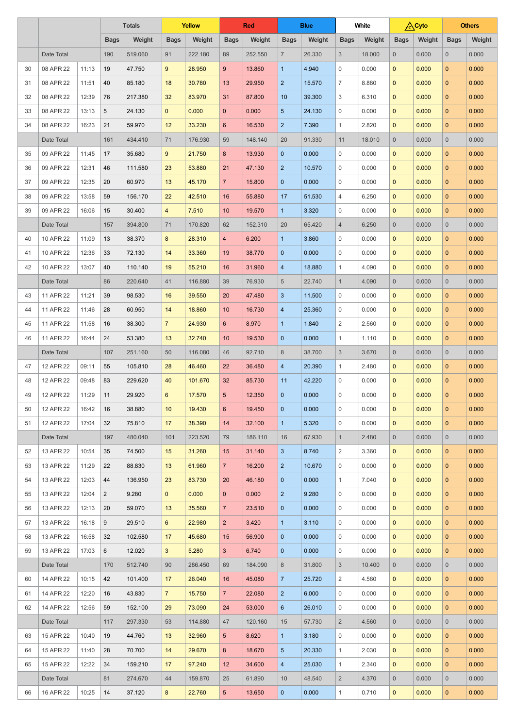| | | | Totals | | Yellow | | Red | | Blue | | White | | Cyto | | Others | |
|---|---|---|---|---|---|---|---|---|---|---|---|---|---|---|---|---|
| | | | Bags | Weight | Bags | Weight | Bags | Weight | Bags | Weight | Bags | Weight | Bags | Weight | Bags | Weight |
| | Date Total | | 190 | 519.060 | 91 | 222.180 | 89 | 252.550 | 7 | 26.330 | 3 | 18.000 | 0 | 0.000 | 0 | 0.000 |
| 30 | 08 APR 22 | 11:13 | 19 | 47.750 | 9 | 28.950 | 9 | 13.860 | 1 | 4.940 | 0 | 0.000 | 0 | 0.000 | 0 | 0.000 |
| 31 | 08 APR 22 | 11:51 | 40 | 85.180 | 18 | 30.780 | 13 | 29.950 | 2 | 15.570 | 7 | 8.880 | 0 | 0.000 | 0 | 0.000 |
| 32 | 08 APR 22 | 12:39 | 76 | 217.380 | 32 | 83.970 | 31 | 87.800 | 10 | 39.300 | 3 | 6.310 | 0 | 0.000 | 0 | 0.000 |
| 33 | 08 APR 22 | 13:13 | 5 | 24.130 | 0 | 0.000 | 0 | 0.000 | 5 | 24.130 | 0 | 0.000 | 0 | 0.000 | 0 | 0.000 |
| 34 | 08 APR 22 | 16:23 | 21 | 59.970 | 12 | 33.230 | 6 | 16.530 | 2 | 7.390 | 1 | 2.820 | 0 | 0.000 | 0 | 0.000 |
| | Date Total | | 161 | 434.410 | 71 | 176.930 | 59 | 148.140 | 20 | 91.330 | 11 | 18.010 | 0 | 0.000 | 0 | 0.000 |
| 35 | 09 APR 22 | 11:45 | 17 | 35.680 | 9 | 21.750 | 8 | 13.930 | 0 | 0.000 | 0 | 0.000 | 0 | 0.000 | 0 | 0.000 |
| 36 | 09 APR 22 | 12:31 | 46 | 111.580 | 23 | 53.880 | 21 | 47.130 | 2 | 10.570 | 0 | 0.000 | 0 | 0.000 | 0 | 0.000 |
| 37 | 09 APR 22 | 12:35 | 20 | 60.970 | 13 | 45.170 | 7 | 15.800 | 0 | 0.000 | 0 | 0.000 | 0 | 0.000 | 0 | 0.000 |
| 38 | 09 APR 22 | 13:58 | 59 | 156.170 | 22 | 42.510 | 16 | 55.880 | 17 | 51.530 | 4 | 6.250 | 0 | 0.000 | 0 | 0.000 |
| 39 | 09 APR 22 | 16:06 | 15 | 30.400 | 4 | 7.510 | 10 | 19.570 | 1 | 3.320 | 0 | 0.000 | 0 | 0.000 | 0 | 0.000 |
| | Date Total | | 157 | 394.800 | 71 | 170.820 | 62 | 152.310 | 20 | 65.420 | 4 | 6.250 | 0 | 0.000 | 0 | 0.000 |
| 40 | 10 APR 22 | 11:09 | 13 | 38.370 | 8 | 28.310 | 4 | 6.200 | 1 | 3.860 | 0 | 0.000 | 0 | 0.000 | 0 | 0.000 |
| 41 | 10 APR 22 | 12:36 | 33 | 72.130 | 14 | 33.360 | 19 | 38.770 | 0 | 0.000 | 0 | 0.000 | 0 | 0.000 | 0 | 0.000 |
| 42 | 10 APR 22 | 13:07 | 40 | 110.140 | 19 | 55.210 | 16 | 31.960 | 4 | 18.880 | 1 | 4.090 | 0 | 0.000 | 0 | 0.000 |
| | Date Total | | 86 | 220.640 | 41 | 116.880 | 39 | 76.930 | 5 | 22.740 | 1 | 4.090 | 0 | 0.000 | 0 | 0.000 |
| 43 | 11 APR 22 | 11:21 | 39 | 98.530 | 16 | 39.550 | 20 | 47.480 | 3 | 11.500 | 0 | 0.000 | 0 | 0.000 | 0 | 0.000 |
| 44 | 11 APR 22 | 11:46 | 28 | 60.950 | 14 | 18.860 | 10 | 16.730 | 4 | 25.360 | 0 | 0.000 | 0 | 0.000 | 0 | 0.000 |
| 45 | 11 APR 22 | 11:58 | 16 | 38.300 | 7 | 24.930 | 6 | 8.970 | 1 | 1.840 | 2 | 2.560 | 0 | 0.000 | 0 | 0.000 |
| 46 | 11 APR 22 | 16:44 | 24 | 53.380 | 13 | 32.740 | 10 | 19.530 | 0 | 0.000 | 1 | 1.110 | 0 | 0.000 | 0 | 0.000 |
| | Date Total | | 107 | 251.160 | 50 | 116.080 | 46 | 92.710 | 8 | 38.700 | 3 | 3.670 | 0 | 0.000 | 0 | 0.000 |
| 47 | 12 APR 22 | 09:11 | 55 | 105.810 | 28 | 46.460 | 22 | 36.480 | 4 | 20.390 | 1 | 2.480 | 0 | 0.000 | 0 | 0.000 |
| 48 | 12 APR 22 | 09:48 | 83 | 229.620 | 40 | 101.670 | 32 | 85.730 | 11 | 42.220 | 0 | 0.000 | 0 | 0.000 | 0 | 0.000 |
| 49 | 12 APR 22 | 11:29 | 11 | 29.920 | 6 | 17.570 | 5 | 12.350 | 0 | 0.000 | 0 | 0.000 | 0 | 0.000 | 0 | 0.000 |
| 50 | 12 APR 22 | 16:42 | 16 | 38.880 | 10 | 19.430 | 6 | 19.450 | 0 | 0.000 | 0 | 0.000 | 0 | 0.000 | 0 | 0.000 |
| 51 | 12 APR 22 | 17:04 | 32 | 75.810 | 17 | 38.390 | 14 | 32.100 | 1 | 5.320 | 0 | 0.000 | 0 | 0.000 | 0 | 0.000 |
| | Date Total | | 197 | 480.040 | 101 | 223.520 | 79 | 186.110 | 16 | 67.930 | 1 | 2.480 | 0 | 0.000 | 0 | 0.000 |
| 52 | 13 APR 22 | 10:54 | 35 | 74.500 | 15 | 31.260 | 15 | 31.140 | 3 | 8.740 | 2 | 3.360 | 0 | 0.000 | 0 | 0.000 |
| 53 | 13 APR 22 | 11:29 | 22 | 88.830 | 13 | 61.960 | 7 | 16.200 | 2 | 10.670 | 0 | 0.000 | 0 | 0.000 | 0 | 0.000 |
| 54 | 13 APR 22 | 12:03 | 44 | 136.950 | 23 | 83.730 | 20 | 46.180 | 0 | 0.000 | 1 | 7.040 | 0 | 0.000 | 0 | 0.000 |
| 55 | 13 APR 22 | 12:04 | 2 | 9.280 | 0 | 0.000 | 0 | 0.000 | 2 | 9.280 | 0 | 0.000 | 0 | 0.000 | 0 | 0.000 |
| 56 | 13 APR 22 | 12:13 | 20 | 59.070 | 13 | 35.560 | 7 | 23.510 | 0 | 0.000 | 0 | 0.000 | 0 | 0.000 | 0 | 0.000 |
| 57 | 13 APR 22 | 16:18 | 9 | 29.510 | 6 | 22.980 | 2 | 3.420 | 1 | 3.110 | 0 | 0.000 | 0 | 0.000 | 0 | 0.000 |
| 58 | 13 APR 22 | 16:58 | 32 | 102.580 | 17 | 45.680 | 15 | 56.900 | 0 | 0.000 | 0 | 0.000 | 0 | 0.000 | 0 | 0.000 |
| 59 | 13 APR 22 | 17:03 | 6 | 12.020 | 3 | 5.280 | 3 | 6.740 | 0 | 0.000 | 0 | 0.000 | 0 | 0.000 | 0 | 0.000 |
| | Date Total | | 170 | 512.740 | 90 | 286.450 | 69 | 184.090 | 8 | 31.800 | 3 | 10.400 | 0 | 0.000 | 0 | 0.000 |
| 60 | 14 APR 22 | 10:15 | 42 | 101.400 | 17 | 26.040 | 16 | 45.080 | 7 | 25.720 | 2 | 4.560 | 0 | 0.000 | 0 | 0.000 |
| 61 | 14 APR 22 | 12:20 | 16 | 43.830 | 7 | 15.750 | 7 | 22.080 | 2 | 6.000 | 0 | 0.000 | 0 | 0.000 | 0 | 0.000 |
| 62 | 14 APR 22 | 12:56 | 59 | 152.100 | 29 | 73.090 | 24 | 53.000 | 6 | 26.010 | 0 | 0.000 | 0 | 0.000 | 0 | 0.000 |
| | Date Total | | 117 | 297.330 | 53 | 114.880 | 47 | 120.160 | 15 | 57.730 | 2 | 4.560 | 0 | 0.000 | 0 | 0.000 |
| 63 | 15 APR 22 | 10:40 | 19 | 44.760 | 13 | 32.960 | 5 | 8.620 | 1 | 3.180 | 0 | 0.000 | 0 | 0.000 | 0 | 0.000 |
| 64 | 15 APR 22 | 11:40 | 28 | 70.700 | 14 | 29.670 | 8 | 18.670 | 5 | 20.330 | 1 | 2.030 | 0 | 0.000 | 0 | 0.000 |
| 65 | 15 APR 22 | 12:22 | 34 | 159.210 | 17 | 97.240 | 12 | 34.600 | 4 | 25.030 | 1 | 2.340 | 0 | 0.000 | 0 | 0.000 |
| | Date Total | | 81 | 274.670 | 44 | 159.870 | 25 | 61.890 | 10 | 48.540 | 2 | 4.370 | 0 | 0.000 | 0 | 0.000 |
| 66 | 16 APR 22 | 10:25 | 14 | 37.120 | 8 | 22.760 | 5 | 13.650 | 0 | 0.000 | 1 | 0.710 | 0 | 0.000 | 0 | 0.000 |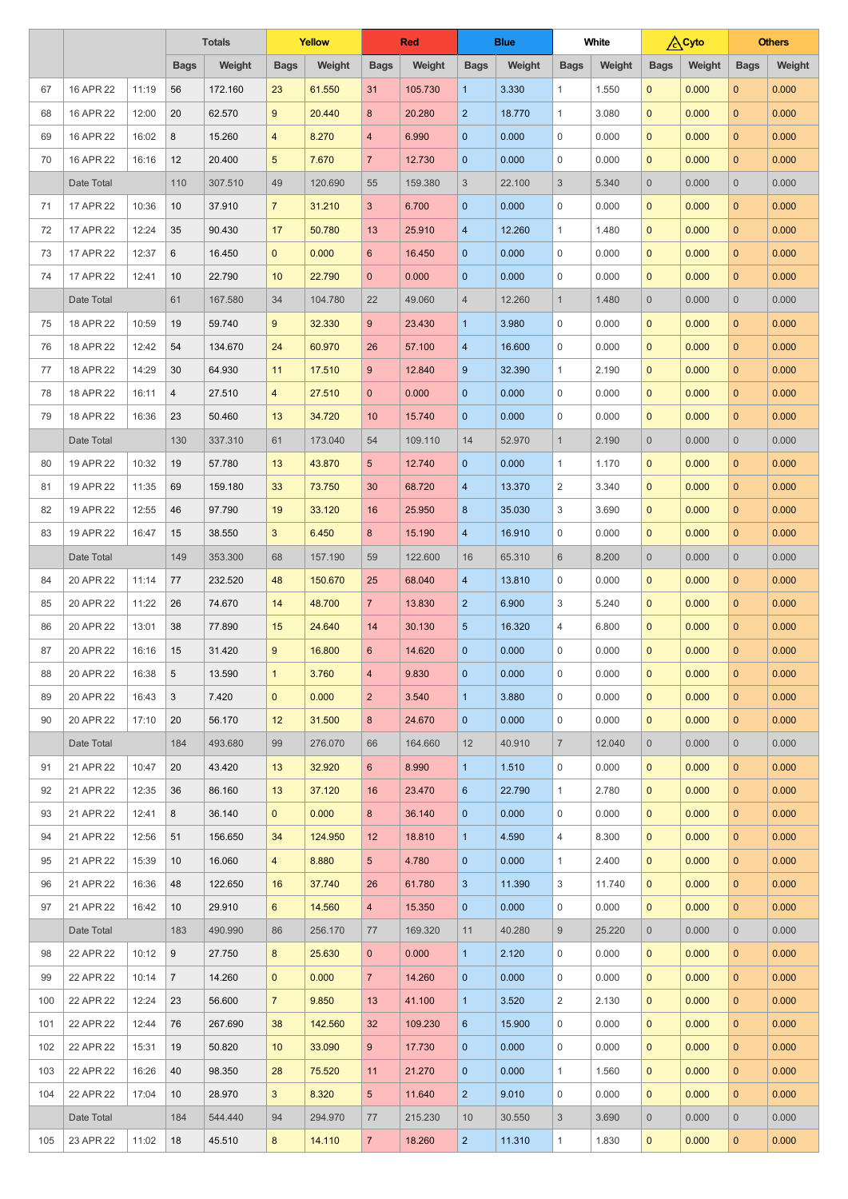| | | | Totals | | Yellow | | Red | | Blue | | White | | Cyto | | Others | |
|---|---|---|---|---|---|---|---|---|---|---|---|---|---|---|---|---|
| | | | Bags | Weight | Bags | Weight | Bags | Weight | Bags | Weight | Bags | Weight | Bags | Weight | Bags | Weight |
| 67 | 16 APR 22 | 11:19 | 56 | 172.160 | 23 | 61.550 | 31 | 105.730 | 1 | 3.330 | 1 | 1.550 | 0 | 0.000 | 0 | 0.000 |
| 68 | 16 APR 22 | 12:00 | 20 | 62.570 | 9 | 20.440 | 8 | 20.280 | 2 | 18.770 | 1 | 3.080 | 0 | 0.000 | 0 | 0.000 |
| 69 | 16 APR 22 | 16:02 | 8 | 15.260 | 4 | 8.270 | 4 | 6.990 | 0 | 0.000 | 0 | 0.000 | 0 | 0.000 | 0 | 0.000 |
| 70 | 16 APR 22 | 16:16 | 12 | 20.400 | 5 | 7.670 | 7 | 12.730 | 0 | 0.000 | 0 | 0.000 | 0 | 0.000 | 0 | 0.000 |
| | Date Total | | 110 | 307.510 | 49 | 120.690 | 55 | 159.380 | 3 | 22.100 | 3 | 5.340 | 0 | 0.000 | 0 | 0.000 |
| 71 | 17 APR 22 | 10:36 | 10 | 37.910 | 7 | 31.210 | 3 | 6.700 | 0 | 0.000 | 0 | 0.000 | 0 | 0.000 | 0 | 0.000 |
| 72 | 17 APR 22 | 12:24 | 35 | 90.430 | 17 | 50.780 | 13 | 25.910 | 4 | 12.260 | 1 | 1.480 | 0 | 0.000 | 0 | 0.000 |
| 73 | 17 APR 22 | 12:37 | 6 | 16.450 | 0 | 0.000 | 6 | 16.450 | 0 | 0.000 | 0 | 0.000 | 0 | 0.000 | 0 | 0.000 |
| 74 | 17 APR 22 | 12:41 | 10 | 22.790 | 10 | 22.790 | 0 | 0.000 | 0 | 0.000 | 0 | 0.000 | 0 | 0.000 | 0 | 0.000 |
| | Date Total | | 61 | 167.580 | 34 | 104.780 | 22 | 49.060 | 4 | 12.260 | 1 | 1.480 | 0 | 0.000 | 0 | 0.000 |
| 75 | 18 APR 22 | 10:59 | 19 | 59.740 | 9 | 32.330 | 9 | 23.430 | 1 | 3.980 | 0 | 0.000 | 0 | 0.000 | 0 | 0.000 |
| 76 | 18 APR 22 | 12:42 | 54 | 134.670 | 24 | 60.970 | 26 | 57.100 | 4 | 16.600 | 0 | 0.000 | 0 | 0.000 | 0 | 0.000 |
| 77 | 18 APR 22 | 14:29 | 30 | 64.930 | 11 | 17.510 | 9 | 12.840 | 9 | 32.390 | 1 | 2.190 | 0 | 0.000 | 0 | 0.000 |
| 78 | 18 APR 22 | 16:11 | 4 | 27.510 | 4 | 27.510 | 0 | 0.000 | 0 | 0.000 | 0 | 0.000 | 0 | 0.000 | 0 | 0.000 |
| 79 | 18 APR 22 | 16:36 | 23 | 50.460 | 13 | 34.720 | 10 | 15.740 | 0 | 0.000 | 0 | 0.000 | 0 | 0.000 | 0 | 0.000 |
| | Date Total | | 130 | 337.310 | 61 | 173.040 | 54 | 109.110 | 14 | 52.970 | 1 | 2.190 | 0 | 0.000 | 0 | 0.000 |
| 80 | 19 APR 22 | 10:32 | 19 | 57.780 | 13 | 43.870 | 5 | 12.740 | 0 | 0.000 | 1 | 1.170 | 0 | 0.000 | 0 | 0.000 |
| 81 | 19 APR 22 | 11:35 | 69 | 159.180 | 33 | 73.750 | 30 | 68.720 | 4 | 13.370 | 2 | 3.340 | 0 | 0.000 | 0 | 0.000 |
| 82 | 19 APR 22 | 12:55 | 46 | 97.790 | 19 | 33.120 | 16 | 25.950 | 8 | 35.030 | 3 | 3.690 | 0 | 0.000 | 0 | 0.000 |
| 83 | 19 APR 22 | 16:47 | 15 | 38.550 | 3 | 6.450 | 8 | 15.190 | 4 | 16.910 | 0 | 0.000 | 0 | 0.000 | 0 | 0.000 |
| | Date Total | | 149 | 353.300 | 68 | 157.190 | 59 | 122.600 | 16 | 65.310 | 6 | 8.200 | 0 | 0.000 | 0 | 0.000 |
| 84 | 20 APR 22 | 11:14 | 77 | 232.520 | 48 | 150.670 | 25 | 68.040 | 4 | 13.810 | 0 | 0.000 | 0 | 0.000 | 0 | 0.000 |
| 85 | 20 APR 22 | 11:22 | 26 | 74.670 | 14 | 48.700 | 7 | 13.830 | 2 | 6.900 | 3 | 5.240 | 0 | 0.000 | 0 | 0.000 |
| 86 | 20 APR 22 | 13:01 | 38 | 77.890 | 15 | 24.640 | 14 | 30.130 | 5 | 16.320 | 4 | 6.800 | 0 | 0.000 | 0 | 0.000 |
| 87 | 20 APR 22 | 16:16 | 15 | 31.420 | 9 | 16.800 | 6 | 14.620 | 0 | 0.000 | 0 | 0.000 | 0 | 0.000 | 0 | 0.000 |
| 88 | 20 APR 22 | 16:38 | 5 | 13.590 | 1 | 3.760 | 4 | 9.830 | 0 | 0.000 | 0 | 0.000 | 0 | 0.000 | 0 | 0.000 |
| 89 | 20 APR 22 | 16:43 | 3 | 7.420 | 0 | 0.000 | 2 | 3.540 | 1 | 3.880 | 0 | 0.000 | 0 | 0.000 | 0 | 0.000 |
| 90 | 20 APR 22 | 17:10 | 20 | 56.170 | 12 | 31.500 | 8 | 24.670 | 0 | 0.000 | 0 | 0.000 | 0 | 0.000 | 0 | 0.000 |
| | Date Total | | 184 | 493.680 | 99 | 276.070 | 66 | 164.660 | 12 | 40.910 | 7 | 12.040 | 0 | 0.000 | 0 | 0.000 |
| 91 | 21 APR 22 | 10:47 | 20 | 43.420 | 13 | 32.920 | 6 | 8.990 | 1 | 1.510 | 0 | 0.000 | 0 | 0.000 | 0 | 0.000 |
| 92 | 21 APR 22 | 12:35 | 36 | 86.160 | 13 | 37.120 | 16 | 23.470 | 6 | 22.790 | 1 | 2.780 | 0 | 0.000 | 0 | 0.000 |
| 93 | 21 APR 22 | 12:41 | 8 | 36.140 | 0 | 0.000 | 8 | 36.140 | 0 | 0.000 | 0 | 0.000 | 0 | 0.000 | 0 | 0.000 |
| 94 | 21 APR 22 | 12:56 | 51 | 156.650 | 34 | 124.950 | 12 | 18.810 | 1 | 4.590 | 4 | 8.300 | 0 | 0.000 | 0 | 0.000 |
| 95 | 21 APR 22 | 15:39 | 10 | 16.060 | 4 | 8.880 | 5 | 4.780 | 0 | 0.000 | 1 | 2.400 | 0 | 0.000 | 0 | 0.000 |
| 96 | 21 APR 22 | 16:36 | 48 | 122.650 | 16 | 37.740 | 26 | 61.780 | 3 | 11.390 | 3 | 11.740 | 0 | 0.000 | 0 | 0.000 |
| 97 | 21 APR 22 | 16:42 | 10 | 29.910 | 6 | 14.560 | 4 | 15.350 | 0 | 0.000 | 0 | 0.000 | 0 | 0.000 | 0 | 0.000 |
| | Date Total | | 183 | 490.990 | 86 | 256.170 | 77 | 169.320 | 11 | 40.280 | 9 | 25.220 | 0 | 0.000 | 0 | 0.000 |
| 98 | 22 APR 22 | 10:12 | 9 | 27.750 | 8 | 25.630 | 0 | 0.000 | 1 | 2.120 | 0 | 0.000 | 0 | 0.000 | 0 | 0.000 |
| 99 | 22 APR 22 | 10:14 | 7 | 14.260 | 0 | 0.000 | 7 | 14.260 | 0 | 0.000 | 0 | 0.000 | 0 | 0.000 | 0 | 0.000 |
| 100 | 22 APR 22 | 12:24 | 23 | 56.600 | 7 | 9.850 | 13 | 41.100 | 1 | 3.520 | 2 | 2.130 | 0 | 0.000 | 0 | 0.000 |
| 101 | 22 APR 22 | 12:44 | 76 | 267.690 | 38 | 142.560 | 32 | 109.230 | 6 | 15.900 | 0 | 0.000 | 0 | 0.000 | 0 | 0.000 |
| 102 | 22 APR 22 | 15:31 | 19 | 50.820 | 10 | 33.090 | 9 | 17.730 | 0 | 0.000 | 0 | 0.000 | 0 | 0.000 | 0 | 0.000 |
| 103 | 22 APR 22 | 16:26 | 40 | 98.350 | 28 | 75.520 | 11 | 21.270 | 0 | 0.000 | 1 | 1.560 | 0 | 0.000 | 0 | 0.000 |
| 104 | 22 APR 22 | 17:04 | 10 | 28.970 | 3 | 8.320 | 5 | 11.640 | 2 | 9.010 | 0 | 0.000 | 0 | 0.000 | 0 | 0.000 |
| | Date Total | | 184 | 544.440 | 94 | 294.970 | 77 | 215.230 | 10 | 30.550 | 3 | 3.690 | 0 | 0.000 | 0 | 0.000 |
| 105 | 23 APR 22 | 11:02 | 18 | 45.510 | 8 | 14.110 | 7 | 18.260 | 2 | 11.310 | 1 | 1.830 | 0 | 0.000 | 0 | 0.000 |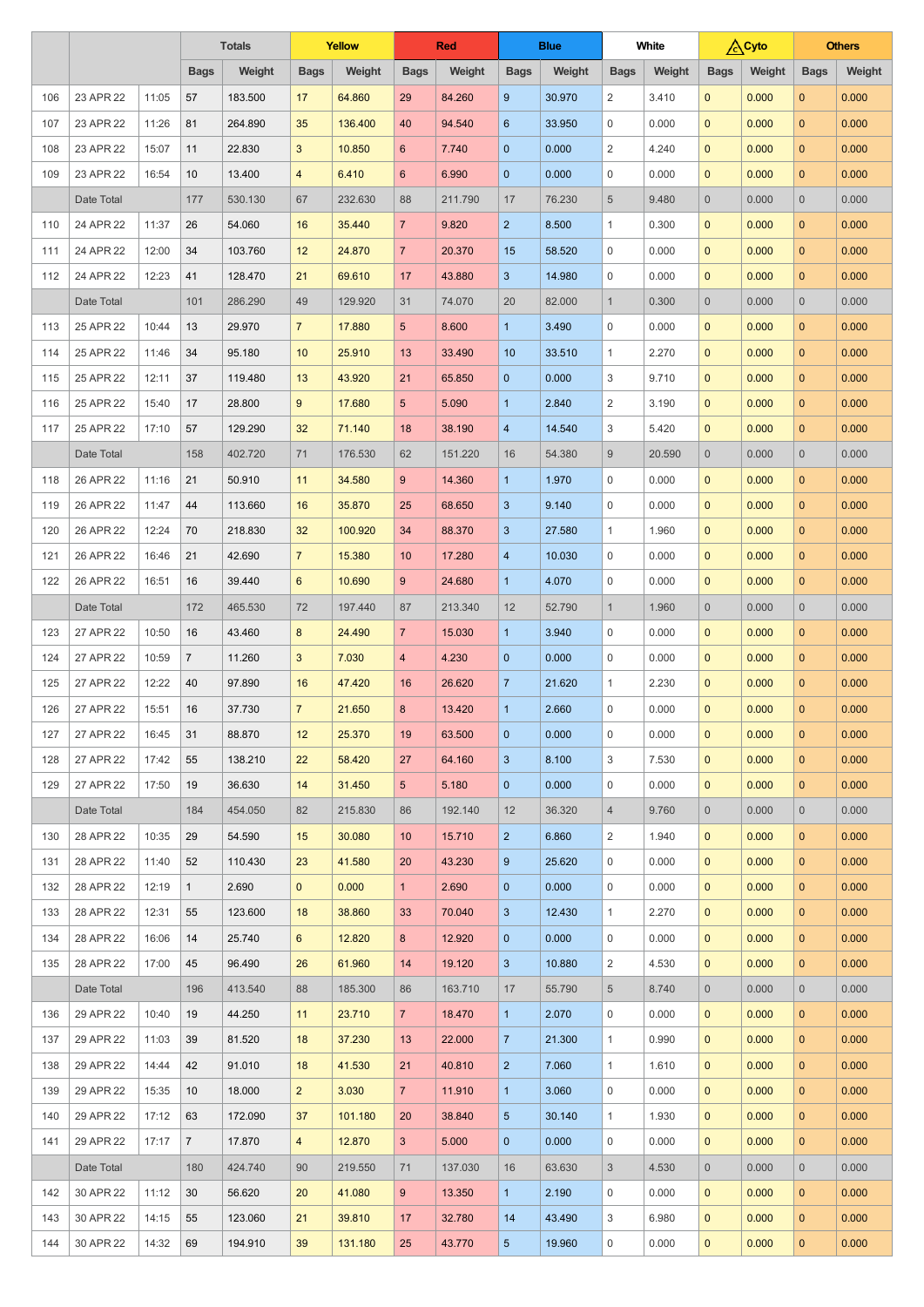| | | | Totals | | Yellow | | Red | | Blue | | White | | Cyto | | Others | |
|---|---|---|---|---|---|---|---|---|---|---|---|---|---|---|---|---|
| | | | Bags | Weight | Bags | Weight | Bags | Weight | Bags | Weight | Bags | Weight | Bags | Weight | Bags | Weight |
| 106 | 23 APR 22 | 11:05 | 57 | 183.500 | 17 | 64.860 | 29 | 84.260 | 9 | 30.970 | 2 | 3.410 | 0 | 0.000 | 0 | 0.000 |
| 107 | 23 APR 22 | 11:26 | 81 | 264.890 | 35 | 136.400 | 40 | 94.540 | 6 | 33.950 | 0 | 0.000 | 0 | 0.000 | 0 | 0.000 |
| 108 | 23 APR 22 | 15:07 | 11 | 22.830 | 3 | 10.850 | 6 | 7.740 | 0 | 0.000 | 2 | 4.240 | 0 | 0.000 | 0 | 0.000 |
| 109 | 23 APR 22 | 16:54 | 10 | 13.400 | 4 | 6.410 | 6 | 6.990 | 0 | 0.000 | 0 | 0.000 | 0 | 0.000 | 0 | 0.000 |
| | Date Total | | 177 | 530.130 | 67 | 232.630 | 88 | 211.790 | 17 | 76.230 | 5 | 9.480 | 0 | 0.000 | 0 | 0.000 |
| 110 | 24 APR 22 | 11:37 | 26 | 54.060 | 16 | 35.440 | 7 | 9.820 | 2 | 8.500 | 1 | 0.300 | 0 | 0.000 | 0 | 0.000 |
| 111 | 24 APR 22 | 12:00 | 34 | 103.760 | 12 | 24.870 | 7 | 20.370 | 15 | 58.520 | 0 | 0.000 | 0 | 0.000 | 0 | 0.000 |
| 112 | 24 APR 22 | 12:23 | 41 | 128.470 | 21 | 69.610 | 17 | 43.880 | 3 | 14.980 | 0 | 0.000 | 0 | 0.000 | 0 | 0.000 |
| | Date Total | | 101 | 286.290 | 49 | 129.920 | 31 | 74.070 | 20 | 82.000 | 1 | 0.300 | 0 | 0.000 | 0 | 0.000 |
| 113 | 25 APR 22 | 10:44 | 13 | 29.970 | 7 | 17.880 | 5 | 8.600 | 1 | 3.490 | 0 | 0.000 | 0 | 0.000 | 0 | 0.000 |
| 114 | 25 APR 22 | 11:46 | 34 | 95.180 | 10 | 25.910 | 13 | 33.490 | 10 | 33.510 | 1 | 2.270 | 0 | 0.000 | 0 | 0.000 |
| 115 | 25 APR 22 | 12:11 | 37 | 119.480 | 13 | 43.920 | 21 | 65.850 | 0 | 0.000 | 3 | 9.710 | 0 | 0.000 | 0 | 0.000 |
| 116 | 25 APR 22 | 15:40 | 17 | 28.800 | 9 | 17.680 | 5 | 5.090 | 1 | 2.840 | 2 | 3.190 | 0 | 0.000 | 0 | 0.000 |
| 117 | 25 APR 22 | 17:10 | 57 | 129.290 | 32 | 71.140 | 18 | 38.190 | 4 | 14.540 | 3 | 5.420 | 0 | 0.000 | 0 | 0.000 |
| | Date Total | | 158 | 402.720 | 71 | 176.530 | 62 | 151.220 | 16 | 54.380 | 9 | 20.590 | 0 | 0.000 | 0 | 0.000 |
| 118 | 26 APR 22 | 11:16 | 21 | 50.910 | 11 | 34.580 | 9 | 14.360 | 1 | 1.970 | 0 | 0.000 | 0 | 0.000 | 0 | 0.000 |
| 119 | 26 APR 22 | 11:47 | 44 | 113.660 | 16 | 35.870 | 25 | 68.650 | 3 | 9.140 | 0 | 0.000 | 0 | 0.000 | 0 | 0.000 |
| 120 | 26 APR 22 | 12:24 | 70 | 218.830 | 32 | 100.920 | 34 | 88.370 | 3 | 27.580 | 1 | 1.960 | 0 | 0.000 | 0 | 0.000 |
| 121 | 26 APR 22 | 16:46 | 21 | 42.690 | 7 | 15.380 | 10 | 17.280 | 4 | 10.030 | 0 | 0.000 | 0 | 0.000 | 0 | 0.000 |
| 122 | 26 APR 22 | 16:51 | 16 | 39.440 | 6 | 10.690 | 9 | 24.680 | 1 | 4.070 | 0 | 0.000 | 0 | 0.000 | 0 | 0.000 |
| | Date Total | | 172 | 465.530 | 72 | 197.440 | 87 | 213.340 | 12 | 52.790 | 1 | 1.960 | 0 | 0.000 | 0 | 0.000 |
| 123 | 27 APR 22 | 10:50 | 16 | 43.460 | 8 | 24.490 | 7 | 15.030 | 1 | 3.940 | 0 | 0.000 | 0 | 0.000 | 0 | 0.000 |
| 124 | 27 APR 22 | 10:59 | 7 | 11.260 | 3 | 7.030 | 4 | 4.230 | 0 | 0.000 | 0 | 0.000 | 0 | 0.000 | 0 | 0.000 |
| 125 | 27 APR 22 | 12:22 | 40 | 97.890 | 16 | 47.420 | 16 | 26.620 | 7 | 21.620 | 1 | 2.230 | 0 | 0.000 | 0 | 0.000 |
| 126 | 27 APR 22 | 15:51 | 16 | 37.730 | 7 | 21.650 | 8 | 13.420 | 1 | 2.660 | 0 | 0.000 | 0 | 0.000 | 0 | 0.000 |
| 127 | 27 APR 22 | 16:45 | 31 | 88.870 | 12 | 25.370 | 19 | 63.500 | 0 | 0.000 | 0 | 0.000 | 0 | 0.000 | 0 | 0.000 |
| 128 | 27 APR 22 | 17:42 | 55 | 138.210 | 22 | 58.420 | 27 | 64.160 | 3 | 8.100 | 3 | 7.530 | 0 | 0.000 | 0 | 0.000 |
| 129 | 27 APR 22 | 17:50 | 19 | 36.630 | 14 | 31.450 | 5 | 5.180 | 0 | 0.000 | 0 | 0.000 | 0 | 0.000 | 0 | 0.000 |
| | Date Total | | 184 | 454.050 | 82 | 215.830 | 86 | 192.140 | 12 | 36.320 | 4 | 9.760 | 0 | 0.000 | 0 | 0.000 |
| 130 | 28 APR 22 | 10:35 | 29 | 54.590 | 15 | 30.080 | 10 | 15.710 | 2 | 6.860 | 2 | 1.940 | 0 | 0.000 | 0 | 0.000 |
| 131 | 28 APR 22 | 11:40 | 52 | 110.430 | 23 | 41.580 | 20 | 43.230 | 9 | 25.620 | 0 | 0.000 | 0 | 0.000 | 0 | 0.000 |
| 132 | 28 APR 22 | 12:19 | 1 | 2.690 | 0 | 0.000 | 1 | 2.690 | 0 | 0.000 | 0 | 0.000 | 0 | 0.000 | 0 | 0.000 |
| 133 | 28 APR 22 | 12:31 | 55 | 123.600 | 18 | 38.860 | 33 | 70.040 | 3 | 12.430 | 1 | 2.270 | 0 | 0.000 | 0 | 0.000 |
| 134 | 28 APR 22 | 16:06 | 14 | 25.740 | 6 | 12.820 | 8 | 12.920 | 0 | 0.000 | 0 | 0.000 | 0 | 0.000 | 0 | 0.000 |
| 135 | 28 APR 22 | 17:00 | 45 | 96.490 | 26 | 61.960 | 14 | 19.120 | 3 | 10.880 | 2 | 4.530 | 0 | 0.000 | 0 | 0.000 |
| | Date Total | | 196 | 413.540 | 88 | 185.300 | 86 | 163.710 | 17 | 55.790 | 5 | 8.740 | 0 | 0.000 | 0 | 0.000 |
| 136 | 29 APR 22 | 10:40 | 19 | 44.250 | 11 | 23.710 | 7 | 18.470 | 1 | 2.070 | 0 | 0.000 | 0 | 0.000 | 0 | 0.000 |
| 137 | 29 APR 22 | 11:03 | 39 | 81.520 | 18 | 37.230 | 13 | 22.000 | 7 | 21.300 | 1 | 0.990 | 0 | 0.000 | 0 | 0.000 |
| 138 | 29 APR 22 | 14:44 | 42 | 91.010 | 18 | 41.530 | 21 | 40.810 | 2 | 7.060 | 1 | 1.610 | 0 | 0.000 | 0 | 0.000 |
| 139 | 29 APR 22 | 15:35 | 10 | 18.000 | 2 | 3.030 | 7 | 11.910 | 1 | 3.060 | 0 | 0.000 | 0 | 0.000 | 0 | 0.000 |
| 140 | 29 APR 22 | 17:12 | 63 | 172.090 | 37 | 101.180 | 20 | 38.840 | 5 | 30.140 | 1 | 1.930 | 0 | 0.000 | 0 | 0.000 |
| 141 | 29 APR 22 | 17:17 | 7 | 17.870 | 4 | 12.870 | 3 | 5.000 | 0 | 0.000 | 0 | 0.000 | 0 | 0.000 | 0 | 0.000 |
| | Date Total | | 180 | 424.740 | 90 | 219.550 | 71 | 137.030 | 16 | 63.630 | 3 | 4.530 | 0 | 0.000 | 0 | 0.000 |
| 142 | 30 APR 22 | 11:12 | 30 | 56.620 | 20 | 41.080 | 9 | 13.350 | 1 | 2.190 | 0 | 0.000 | 0 | 0.000 | 0 | 0.000 |
| 143 | 30 APR 22 | 14:15 | 55 | 123.060 | 21 | 39.810 | 17 | 32.780 | 14 | 43.490 | 3 | 6.980 | 0 | 0.000 | 0 | 0.000 |
| 144 | 30 APR 22 | 14:32 | 69 | 194.910 | 39 | 131.180 | 25 | 43.770 | 5 | 19.960 | 0 | 0.000 | 0 | 0.000 | 0 | 0.000 |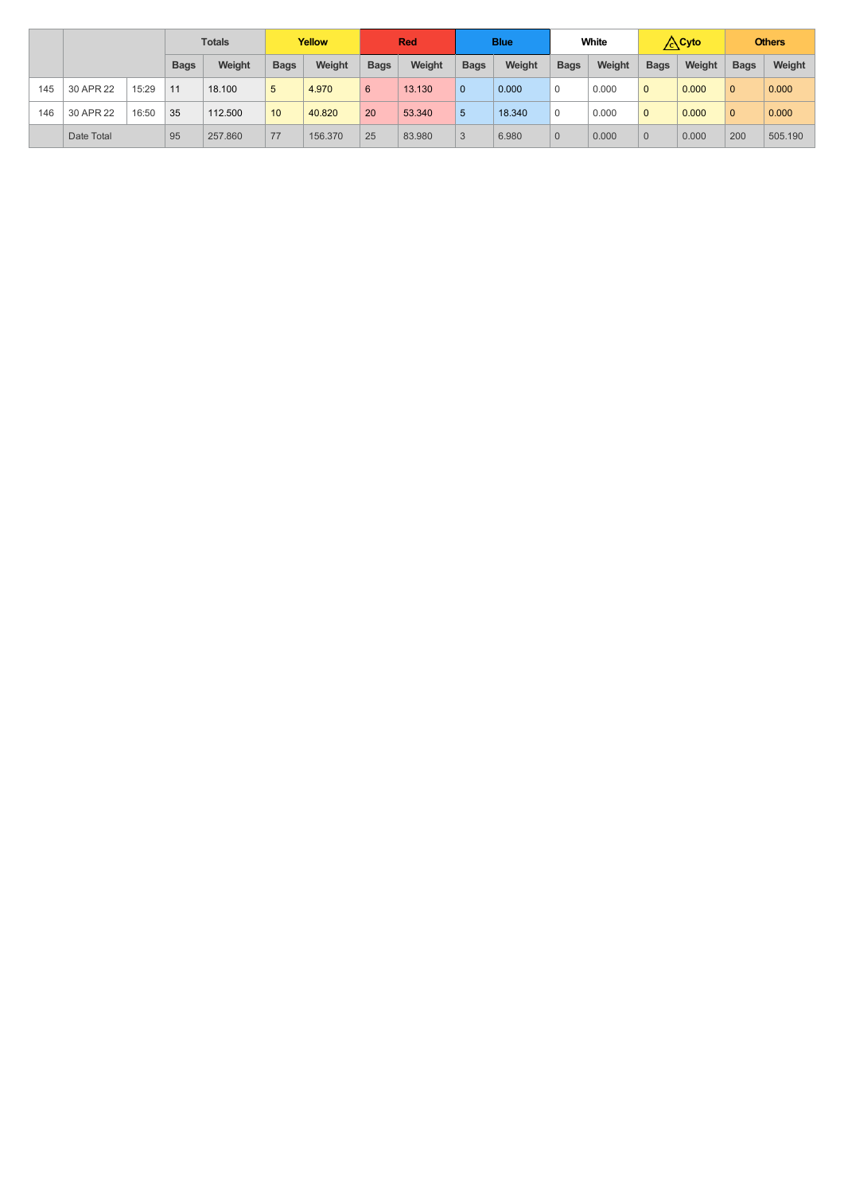| | | | Totals | | Yellow | | Red | | Blue | | White | | Cyto | | Others | |
|---|---|---|---|---|---|---|---|---|---|---|---|---|---|---|---|---|
| | | | Bags | Weight | Bags | Weight | Bags | Weight | Bags | Weight | Bags | Weight | Bags | Weight | Bags | Weight |
| 145 | 30 APR 22 | 15:29 | 11 | 18.100 | 5 | 4.970 | 6 | 13.130 | 0 | 0.000 | 0 | 0.000 | 0 | 0.000 | 0 | 0.000 |
| 146 | 30 APR 22 | 16:50 | 35 | 112.500 | 10 | 40.820 | 20 | 53.340 | 5 | 18.340 | 0 | 0.000 | 0 | 0.000 | 0 | 0.000 |
| | Date Total | | 95 | 257.860 | 77 | 156.370 | 25 | 83.980 | 3 | 6.980 | 0 | 0.000 | 0 | 0.000 | 200 | 505.190 |